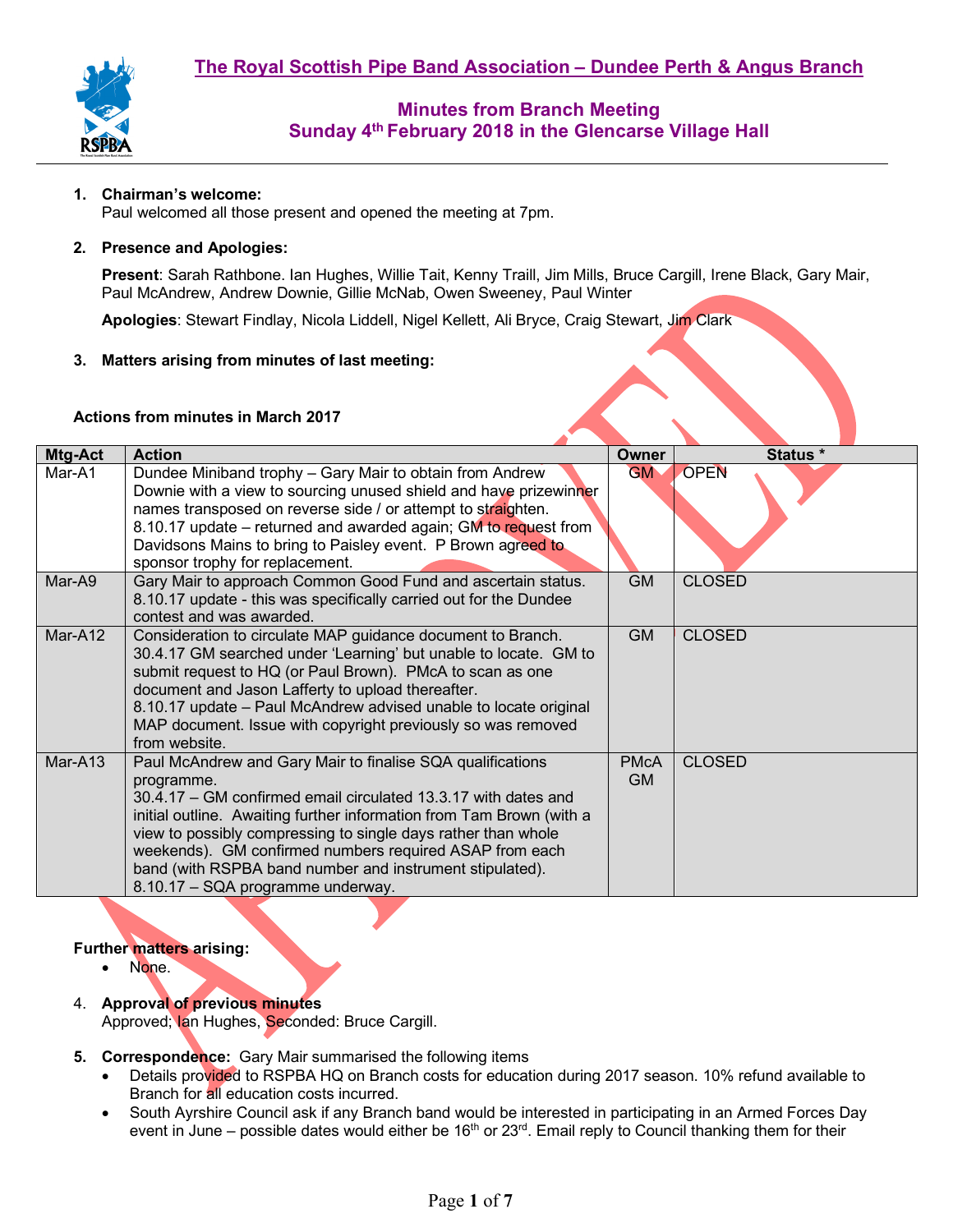# The Royal Scottish Pipe Band Association – Dundee Perth & Angus Branch

## Minutes from Branch Meeting
## Sunday 4th February 2018 in the Glencarse Village Hall

1. **Chairman's welcome:**
   Paul welcomed all those present and opened the meeting at 7pm.

2. **Presence and Apologies:**

   **Present**: Sarah Rathbone. Ian Hughes, Willie Tait, Kenny Traill, Jim Mills, Bruce Cargill, Irene Black, Gary Mair, Paul McAndrew, Andrew Downie, Gillie McNab, Owen Sweeney, Paul Winter

   **Apologies**: Stewart Findlay, Nicola Liddell, Nigel Kellett, Ali Bryce, Craig Stewart, Jim Clark

3. **Matters arising from minutes of last meeting:**

**Actions from minutes in March 2017**

| Mtg-Act | Action | Owner | Status * |
|---|---|---|---|
| Mar-A1 | Dundee Miniband trophy – Gary Mair to obtain from Andrew Downie with a view to sourcing unused shield and have prizewinner names transposed on reverse side / or attempt to straighten. 8.10.17 update – returned and awarded again; GM to request from Davidsons Mains to bring to Paisley event. P Brown agreed to sponsor trophy for replacement. | GM | OPEN |
| Mar-A9 | Gary Mair to approach Common Good Fund and ascertain status. 8.10.17 update - this was specifically carried out for the Dundee contest and was awarded. | GM | CLOSED |
| Mar-A12 | Consideration to circulate MAP guidance document to Branch. 30.4.17 GM searched under 'Learning' but unable to locate. GM to submit request to HQ (or Paul Brown). PMcA to scan as one document and Jason Lafferty to upload thereafter. 8.10.17 update – Paul McAndrew advised unable to locate original MAP document. Issue with copyright previously so was removed from website. | GM | CLOSED |
| Mar-A13 | Paul McAndrew and Gary Mair to finalise SQA qualifications programme. 30.4.17 – GM confirmed email circulated 13.3.17 with dates and initial outline. Awaiting further information from Tam Brown (with a view to possibly compressing to single days rather than whole weekends). GM confirmed numbers required ASAP from each band (with RSPBA band number and instrument stipulated). 8.10.17 – SQA programme underway. | PMcA GM | CLOSED |

**Further matters arising:**
- None.

4. **Approval of previous minutes**
   Approved; Ian Hughes, Seconded: Bruce Cargill.

5. **Correspondence:** Gary Mair summarised the following items
   - Details provided to RSPBA HQ on Branch costs for education during 2017 season. 10% refund available to Branch for all education costs incurred.
   - South Ayrshire Council ask if any Branch band would be interested in participating in an Armed Forces Day event in June – possible dates would either be 16th or 23rd. Email reply to Council thanking them for their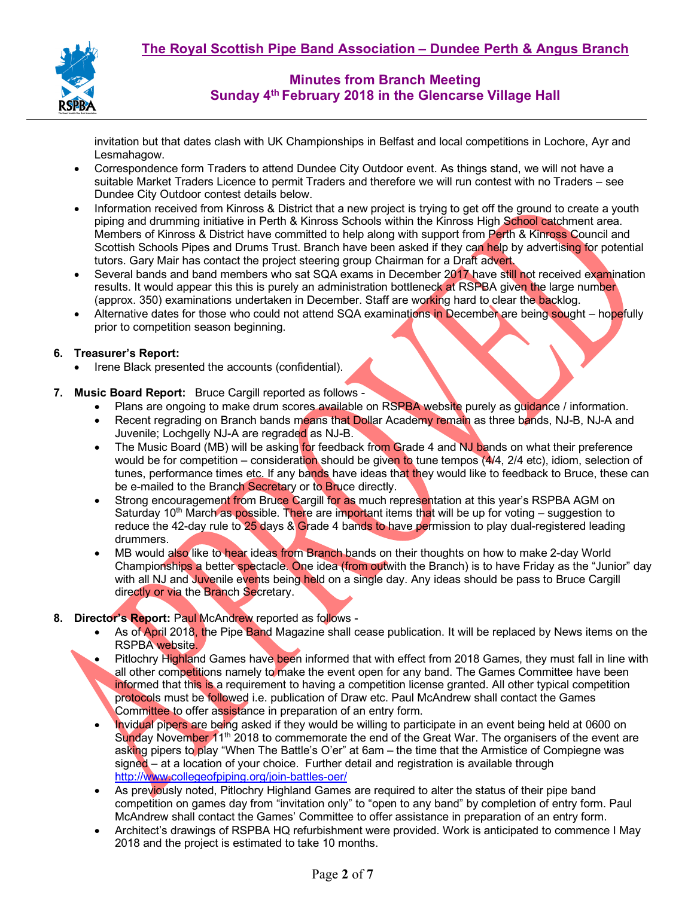invitation but that dates clash with UK Championships in Belfast and local competitions in Lochore, Ayr and Lesmahagow.

- Correspondence form Traders to attend Dundee City Outdoor event. As things stand, we will not have a suitable Market Traders Licence to permit Traders and therefore we will run contest with no Traders – see Dundee City Outdoor contest details below.
- Information received from Kinross & District that a new project is trying to get off the ground to create a youth piping and drumming initiative in Perth & Kinross Schools within the Kinross High School catchment area. Members of Kinross & District have committed to help along with support from Perth & Kinross Council and Scottish Schools Pipes and Drums Trust. Branch have been asked if they can help by advertising for potential tutors. Gary Mair has contact the project steering group Chairman for a Draft advert.
- Several bands and band members who sat SQA exams in December 2017 have still not received examination results. It would appear this this is purely an administration bottleneck at RSPBA given the large number (approx. 350) examinations undertaken in December. Staff are working hard to clear the backlog.
- Alternative dates for those who could not attend SQA examinations in December are being sought – hopefully prior to competition season beginning.

6. **Treasurer's Report:**
   - Irene Black presented the accounts (confidential).

7. **Music Board Report:** Bruce Cargill reported as follows -
   - Plans are ongoing to make drum scores available on RSPBA website purely as guidance / information.
   - Recent regrading on Branch bands means that Dollar Academy remain as three bands, NJ-B, NJ-A and Juvenile; Lochgelly NJ-A are regraded as NJ-B.
   - The Music Board (MB) will be asking for feedback from Grade 4 and NJ bands on what their preference would be for competition – consideration should be given to tune tempos (4/4, 2/4 etc), idiom, selection of tunes, performance times etc. If any bands have ideas that they would like to feedback to Bruce, these can be e-mailed to the Branch Secretary or to Bruce directly.
   - Strong encouragement from Bruce Cargill for as much representation at this year's RSPBA AGM on Saturday 10th March as possible. There are important items that will be up for voting – suggestion to reduce the 42-day rule to 25 days & Grade 4 bands to have permission to play dual-registered leading drummers.
   - MB would also like to hear ideas from Branch bands on their thoughts on how to make 2-day World Championships a better spectacle. One idea (from outwith the Branch) is to have Friday as the "Junior" day with all NJ and Juvenile events being held on a single day. Any ideas should be pass to Bruce Cargill directly or via the Branch Secretary.

8. **Director's Report:** Paul McAndrew reported as follows -
   - As of April 2018, the Pipe Band Magazine shall cease publication. It will be replaced by News items on the RSPBA website.
   - Pitlochry Highland Games have been informed that with effect from 2018 Games, they must fall in line with all other competitions namely to make the event open for any band. The Games Committee have been informed that this is a requirement to having a competition license granted. All other typical competition protocols must be followed i.e. publication of Draw etc. Paul McAndrew shall contact the Games Committee to offer assistance in preparation of an entry form.
   - Invidual pipers are being asked if they would be willing to participate in an event being held at 0600 on Sunday November 11th 2018 to commemorate the end of the Great War. The organisers of the event are asking pipers to play "When The Battle's O'er" at 6am – the time that the Armistice of Compiegne was signed – at a location of your choice. Further detail and registration is available through http://www.collegeofpiping.org/join-battles-oer/
   - As previously noted, Pitlochry Highland Games are required to alter the status of their pipe band competition on games day from "invitation only" to "open to any band" by completion of entry form. Paul McAndrew shall contact the Games' Committee to offer assistance in preparation of an entry form.
   - Architect's drawings of RSPBA HQ refurbishment were provided. Work is anticipated to commence I May 2018 and the project is estimated to take 10 months.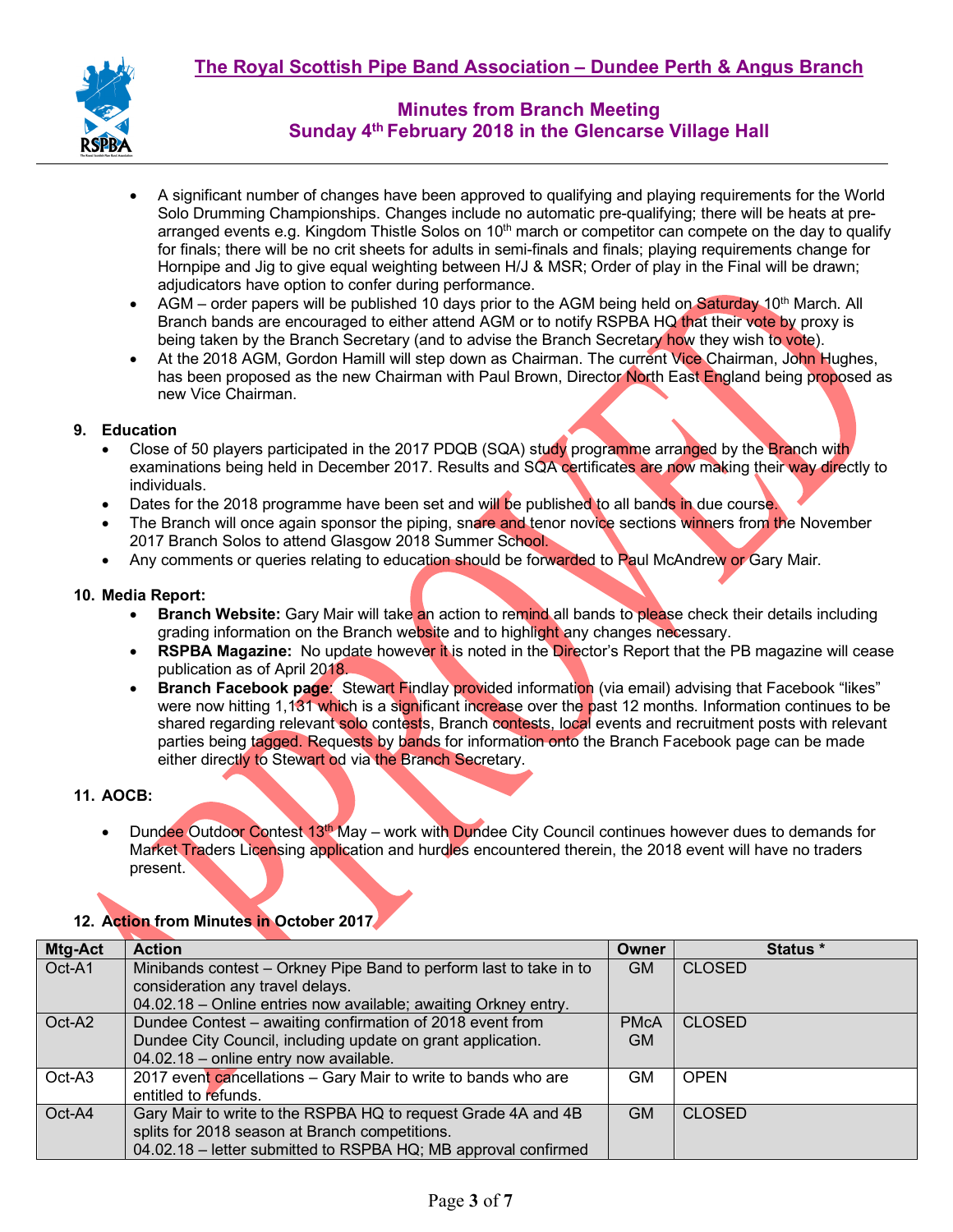- A significant number of changes have been approved to qualifying and playing requirements for the World Solo Drumming Championships. Changes include no automatic pre-qualifying; there will be heats at pre-arranged events e.g. Kingdom Thistle Solos on 10th march or competitor can compete on the day to qualify for finals; there will be no crit sheets for adults in semi-finals and finals; playing requirements change for Hornpipe and Jig to give equal weighting between H/J & MSR; Order of play in the Final will be drawn; adjudicators have option to confer during performance.
- AGM – order papers will be published 10 days prior to the AGM being held on Saturday 10th March. All Branch bands are encouraged to either attend AGM or to notify RSPBA HQ that their vote by proxy is being taken by the Branch Secretary (and to advise the Branch Secretary how they wish to vote).
- At the 2018 AGM, Gordon Hamill will step down as Chairman. The current Vice Chairman, John Hughes, has been proposed as the new Chairman with Paul Brown, Director North East England being proposed as new Vice Chairman.

## 9. Education

- Close of 50 players participated in the 2017 PDQB (SQA) study programme arranged by the Branch with examinations being held in December 2017. Results and SQA certificates are now making their way directly to individuals.
- Dates for the 2018 programme have been set and will be published to all bands in due course.
- The Branch will once again sponsor the piping, snare and tenor novice sections winners from the November 2017 Branch Solos to attend Glasgow 2018 Summer School.
- Any comments or queries relating to education should be forwarded to Paul McAndrew or Gary Mair.

## 10. Media Report:

- **Branch Website:** Gary Mair will take an action to remind all bands to please check their details including grading information on the Branch website and to highlight any changes necessary.
- **RSPBA Magazine:** No update however it is noted in the Director's Report that the PB magazine will cease publication as of April 2018.
- **Branch Facebook page**: Stewart Findlay provided information (via email) advising that Facebook "likes" were now hitting 1,131 which is a significant increase over the past 12 months. Information continues to be shared regarding relevant solo contests, Branch contests, local events and recruitment posts with relevant parties being tagged. Requests by bands for information onto the Branch Facebook page can be made either directly to Stewart od via the Branch Secretary.

## 11. AOCB:

- Dundee Outdoor Contest 13th May – work with Dundee City Council continues however dues to demands for Market Traders Licensing application and hurdles encountered therein, the 2018 event will have no traders present.

## 12. Action from Minutes in October 2017

| Mtg-Act | Action | Owner | Status * |
|---|---|---|---|
| Oct-A1 | Minibands contest – Orkney Pipe Band to perform last to take in to consideration any travel delays.<br>04.02.18 – Online entries now available; awaiting Orkney entry. | GM | CLOSED |
| Oct-A2 | Dundee Contest – awaiting confirmation of 2018 event from Dundee City Council, including update on grant application.<br>04.02.18 – online entry now available. | PMcA<br>GM | CLOSED |
| Oct-A3 | 2017 event cancellations – Gary Mair to write to bands who are entitled to refunds. | GM | OPEN |
| Oct-A4 | Gary Mair to write to the RSPBA HQ to request Grade 4A and 4B splits for 2018 season at Branch competitions.<br>04.02.18 – letter submitted to RSPBA HQ; MB approval confirmed | GM | CLOSED |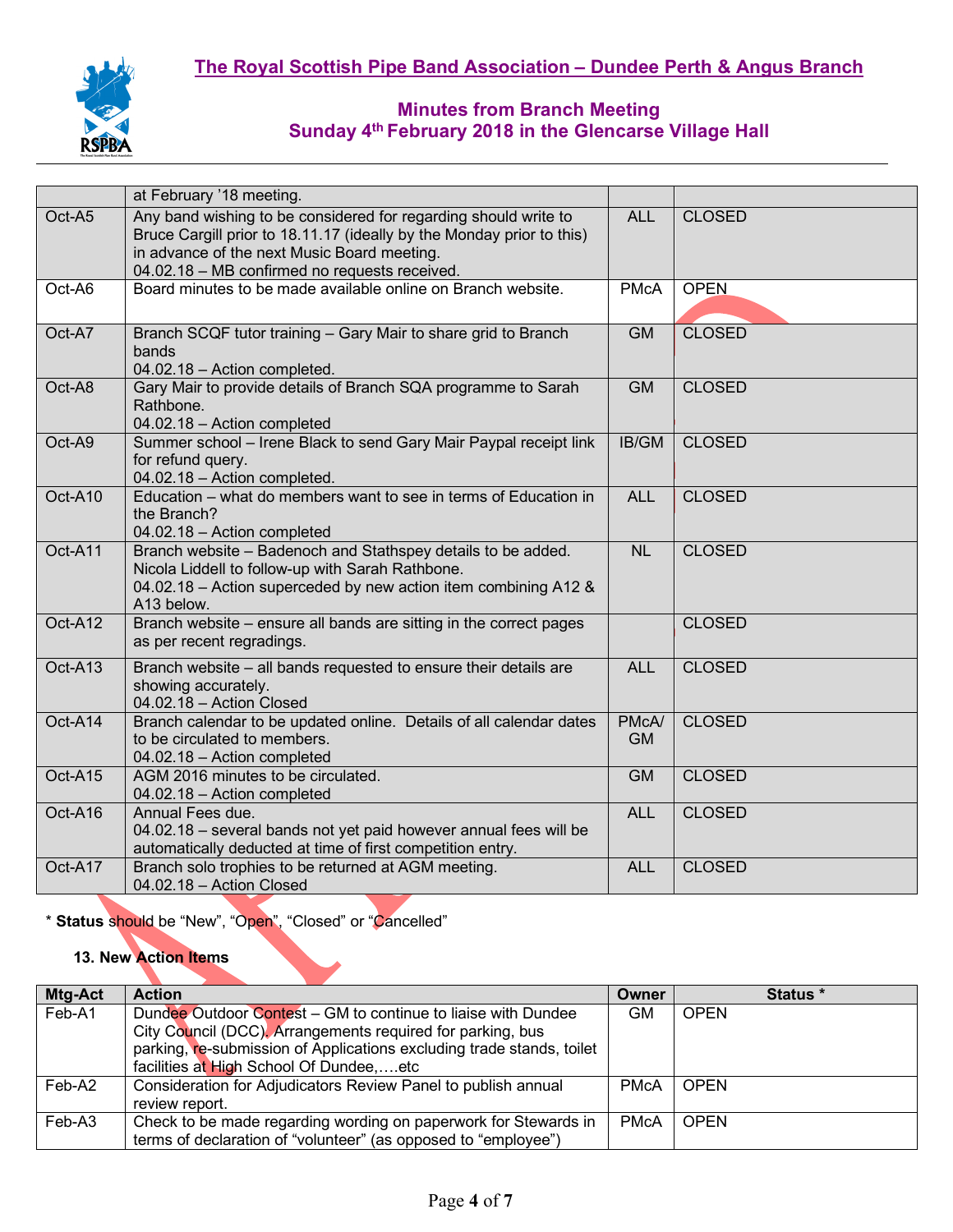| | | | |
|---|---|---|---|
| | at February '18 meeting. | | |
| Oct-A5 | Any band wishing to be considered for regarding should write to Bruce Cargill prior to 18.11.17 (ideally by the Monday prior to this) in advance of the next Music Board meeting.<br>04.02.18 – MB confirmed no requests received. | ALL | CLOSED |
| Oct-A6 | Board minutes to be made available online on Branch website. | PMcA | OPEN |
| Oct-A7 | Branch SCQF tutor training – Gary Mair to share grid to Branch bands<br>04.02.18 – Action completed. | GM | CLOSED |
| Oct-A8 | Gary Mair to provide details of Branch SQA programme to Sarah Rathbone.<br>04.02.18 – Action completed | GM | CLOSED |
| Oct-A9 | Summer school – Irene Black to send Gary Mair Paypal receipt link for refund query.<br>04.02.18 – Action completed. | IB/GM | CLOSED |
| Oct-A10 | Education – what do members want to see in terms of Education in the Branch?<br>04.02.18 – Action completed | ALL | CLOSED |
| Oct-A11 | Branch website – Badenoch and Stathspey details to be added. Nicola Liddell to follow-up with Sarah Rathbone.<br>04.02.18 – Action superceded by new action item combining A12 & A13 below. | NL | CLOSED |
| Oct-A12 | Branch website – ensure all bands are sitting in the correct pages as per recent regradings. | | CLOSED |
| Oct-A13 | Branch website – all bands requested to ensure their details are showing accurately.<br>04.02.18 – Action Closed | ALL | CLOSED |
| Oct-A14 | Branch calendar to be updated online. Details of all calendar dates to be circulated to members.<br>04.02.18 – Action completed | PMcA/ GM | CLOSED |
| Oct-A15 | AGM 2016 minutes to be circulated.<br>04.02.18 – Action completed | GM | CLOSED |
| Oct-A16 | Annual Fees due.<br>04.02.18 – several bands not yet paid however annual fees will be automatically deducted at time of first competition entry. | ALL | CLOSED |
| Oct-A17 | Branch solo trophies to be returned at AGM meeting.<br>04.02.18 – Action Closed | ALL | CLOSED |

\* **Status** should be "New", "Open", "Closed" or "Cancelled"

### 13. New Action Items

| Mtg-Act | Action | Owner | Status * |
|---|---|---|---|
| Feb-A1 | Dundee Outdoor Contest – GM to continue to liaise with Dundee City Council (DCC). Arrangements required for parking, bus parking, re-submission of Applications excluding trade stands, toilet facilities at High School Of Dundee,….etc | GM | OPEN |
| Feb-A2 | Consideration for Adjudicators Review Panel to publish annual review report. | PMcA | OPEN |
| Feb-A3 | Check to be made regarding wording on paperwork for Stewards in terms of declaration of "volunteer" (as opposed to "employee") | PMcA | OPEN |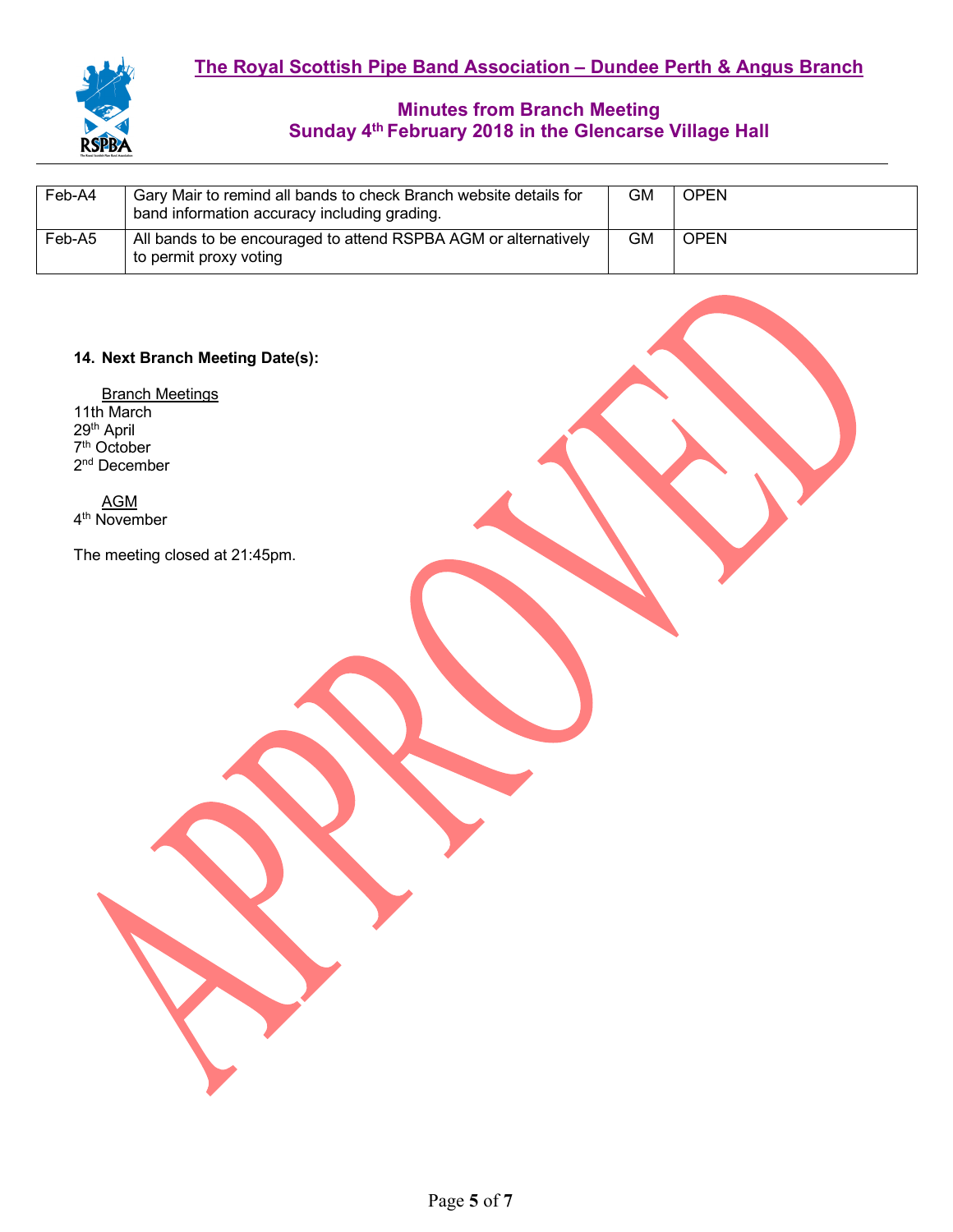| Feb-A4 | Gary Mair to remind all bands to check Branch website details for band information accuracy including grading. | GM | OPEN |
|---|---|---|---|
| Feb-A5 | All bands to be encouraged to attend RSPBA AGM or alternatively to permit proxy voting | GM | OPEN |

**14. Next Branch Meeting Date(s):**

Branch Meetings

11th March
29th April
7th October
2nd December

AGM

4th November

The meeting closed at 21:45pm.

APPROVED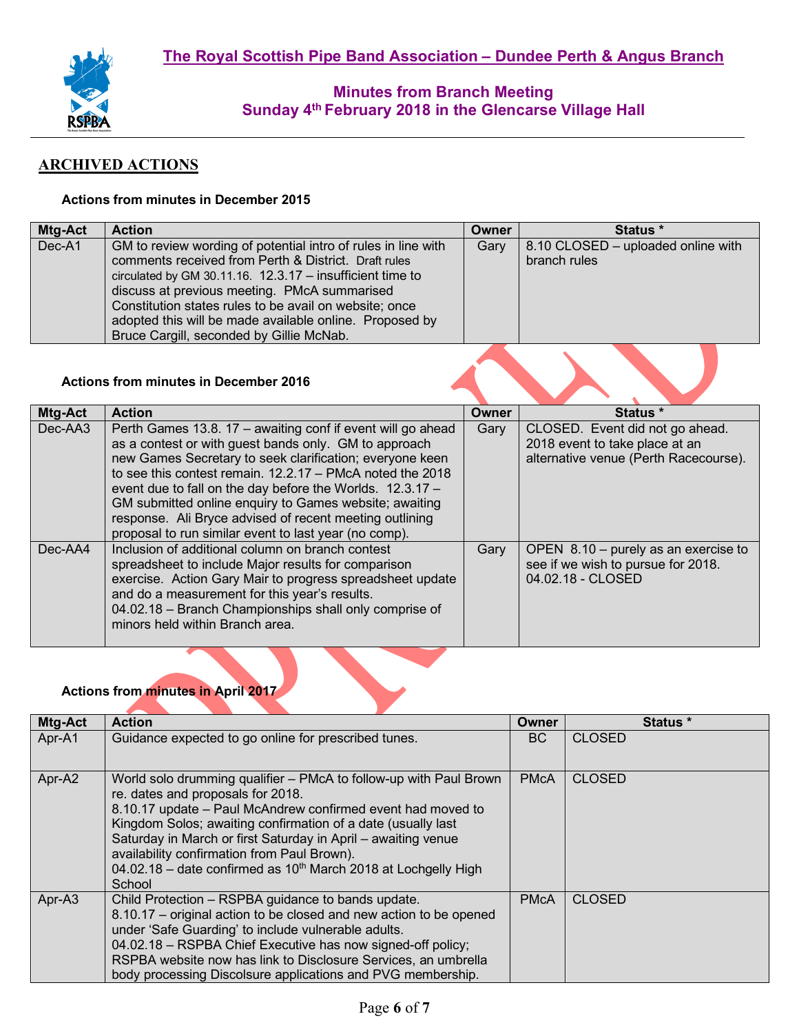# The Royal Scottish Pipe Band Association – Dundee Perth & Angus Branch

## Minutes from Branch Meeting
## Sunday 4th February 2018 in the Glencarse Village Hall

## ARCHIVED ACTIONS

### Actions from minutes in December 2015

| Mtg-Act | Action | Owner | Status * |
|---|---|---|---|
| Dec-A1 | GM to review wording of potential intro of rules in line with comments received from Perth & District. Draft rules circulated by GM 30.11.16. 12.3.17 – insufficient time to discuss at previous meeting. PMcA summarised Constitution states rules to be avail on website; once adopted this will be made available online. Proposed by Bruce Cargill, seconded by Gillie McNab. | Gary | 8.10 CLOSED – uploaded online with branch rules |

### Actions from minutes in December 2016

| Mtg-Act | Action | Owner | Status * |
|---|---|---|---|
| Dec-AA3 | Perth Games 13.8. 17 – awaiting conf if event will go ahead as a contest or with guest bands only. GM to approach new Games Secretary to seek clarification; everyone keen to see this contest remain. 12.2.17 – PMcA noted the 2018 event due to fall on the day before the Worlds. 12.3.17 – GM submitted online enquiry to Games website; awaiting response. Ali Bryce advised of recent meeting outlining proposal to run similar event to last year (no comp). | Gary | CLOSED. Event did not go ahead. 2018 event to take place at an alternative venue (Perth Racecourse). |
| Dec-AA4 | Inclusion of additional column on branch contest spreadsheet to include Major results for comparison exercise. Action Gary Mair to progress spreadsheet update and do a measurement for this year's results.<br>04.02.18 – Branch Championships shall only comprise of minors held within Branch area. | Gary | OPEN 8.10 – purely as an exercise to see if we wish to pursue for 2018.<br>04.02.18 - CLOSED |

### Actions from minutes in April 2017

| Mtg-Act | Action | Owner | Status * |
|---|---|---|---|
| Apr-A1 | Guidance expected to go online for prescribed tunes. | BC | CLOSED |
| Apr-A2 | World solo drumming qualifier – PMcA to follow-up with Paul Brown re. dates and proposals for 2018.<br>8.10.17 update – Paul McAndrew confirmed event had moved to Kingdom Solos; awaiting confirmation of a date (usually last Saturday in March or first Saturday in April – awaiting venue availability confirmation from Paul Brown).<br>04.02.18 – date confirmed as 10th March 2018 at Lochgelly High School | PMcA | CLOSED |
| Apr-A3 | Child Protection – RSPBA guidance to bands update.<br>8.10.17 – original action to be closed and new action to be opened under 'Safe Guarding' to include vulnerable adults.<br>04.02.18 – RSPBA Chief Executive has now signed-off policy; RSPBA website now has link to Disclosure Services, an umbrella body processing Discolsure applications and PVG membership. | PMcA | CLOSED |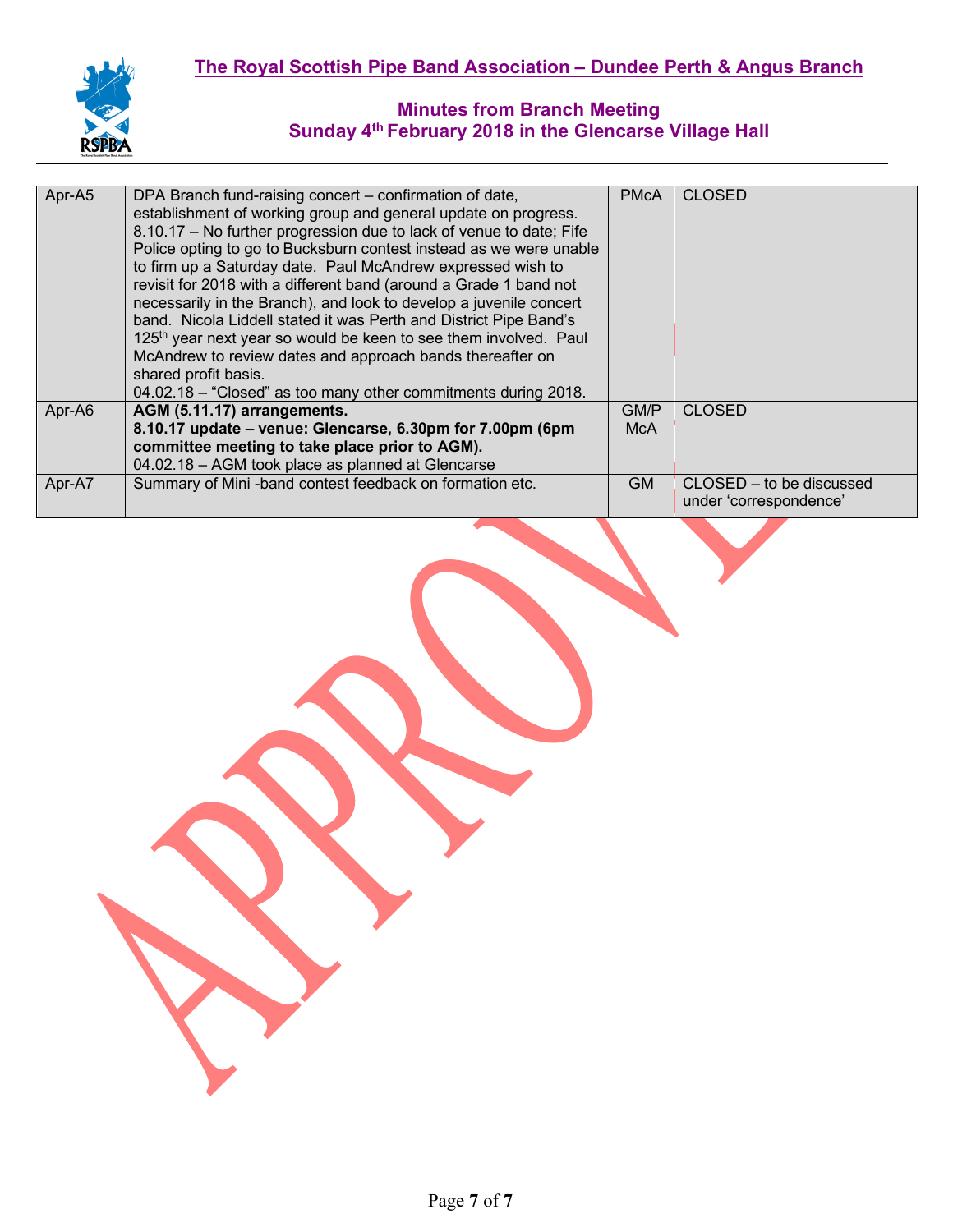| | | | |
|---|---|---|---|
| Apr-A5 | DPA Branch fund-raising concert – confirmation of date, establishment of working group and general update on progress.<br>8.10.17 – No further progression due to lack of venue to date; Fife Police opting to go to Bucksburn contest instead as we were unable to firm up a Saturday date. Paul McAndrew expressed wish to revisit for 2018 with a different band (around a Grade 1 band not necessarily in the Branch), and look to develop a juvenile concert band. Nicola Liddell stated it was Perth and District Pipe Band's 125th year next year so would be keen to see them involved. Paul McAndrew to review dates and approach bands thereafter on shared profit basis.<br>04.02.18 – "Closed" as too many other commitments during 2018. | PMcA | CLOSED |
| Apr-A6 | **AGM (5.11.17) arrangements.**<br>**8.10.17 update – venue: Glencarse, 6.30pm for 7.00pm (6pm committee meeting to take place prior to AGM).**<br>04.02.18 – AGM took place as planned at Glencarse | GM/P McA | CLOSED |
| Apr-A7 | Summary of Mini -band contest feedback on formation etc. | GM | CLOSED – to be discussed under 'correspondence' |

APPROVED